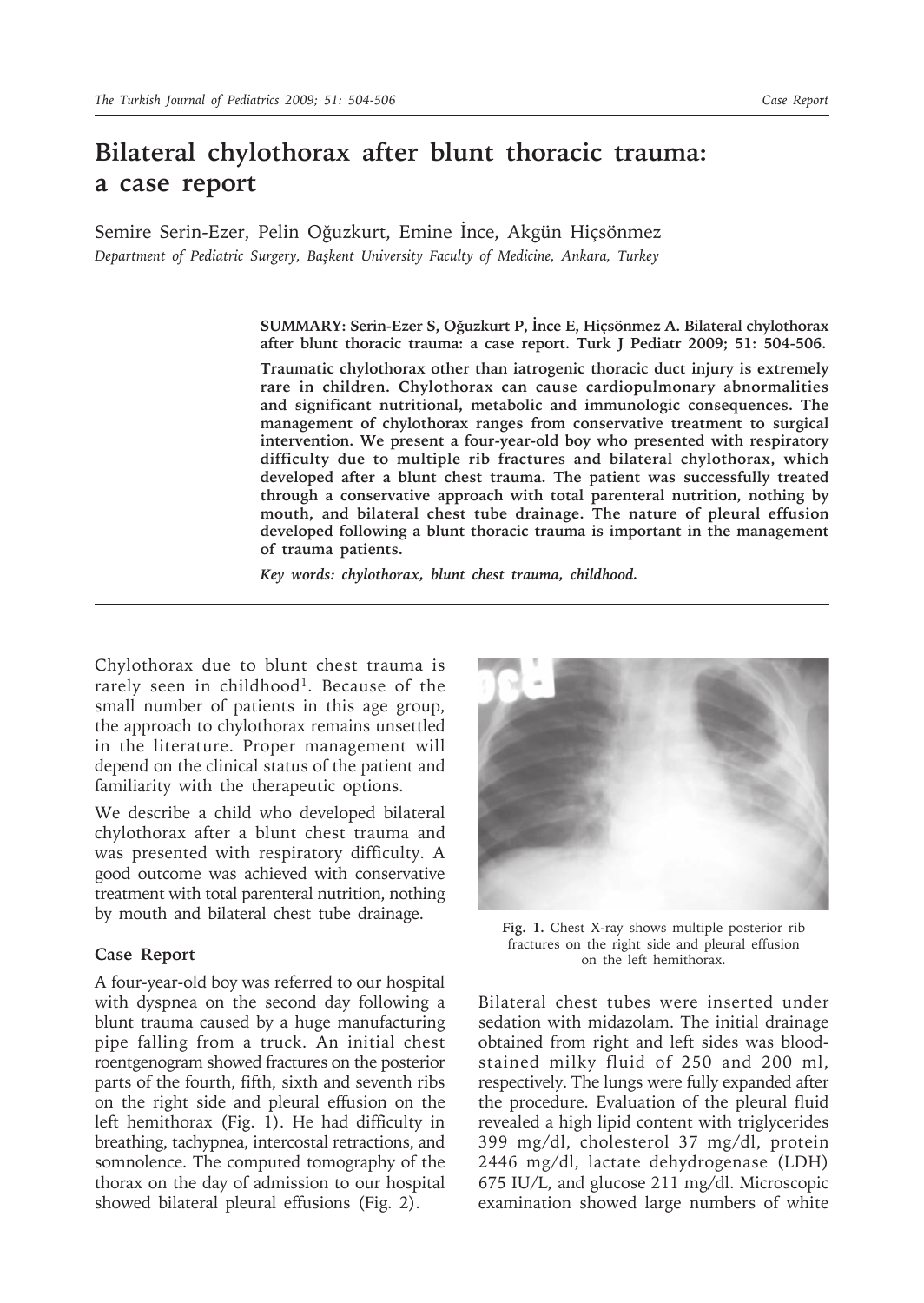# Bilateral chylothorax after blunt thoracic trauma: a case report

Semire Serin-Ezer, Pelin Oğuzkurt, Emine İnce, Akgün Hiçsönmez

*Department of Pediatric Surgery, Başkent University Faculty of Medicine, Ankara, Turkey*

**SUMMARY: Serin-Ezer S, Oğuzkurt P, İnce E, Hiçsönmez A. Bilateral chylothorax after blunt thoracic trauma: a case report. Turk J Pediatr 2009; 51: 504-506.**

**Traumatic chylothorax other than iatrogenic thoracic duct injury is extremely rare in children. Chylothorax can cause cardiopulmonary abnormalities and significant nutritional, metabolic and immunologic consequences. The management of chylothorax ranges from conservative treatment to surgical intervention. We present a four-year-old boy who presented with respiratory difficulty due to multiple rib fractures and bilateral chylothorax, which developed after a blunt chest trauma. The patient was successfully treated through a conservative approach with total parenteral nutrition, nothing by mouth, and bilateral chest tube drainage. The nature of pleural effusion developed following a blunt thoracic trauma is important in the management of trauma patients.**

***Key words: chylothorax, blunt chest trauma, childhood.***

---

Chylothorax due to blunt chest trauma is rarely seen in childhood[1]. Because of the small number of patients in this age group, the approach to chylothorax remains unsettled in the literature. Proper management will depend on the clinical status of the patient and familiarity with the therapeutic options.

We describe a child who developed bilateral chylothorax after a blunt chest trauma and was presented with respiratory difficulty. A good outcome was achieved with conservative treatment with total parenteral nutrition, nothing by mouth and bilateral chest tube drainage.

## Case Report

A four-year-old boy was referred to our hospital with dyspnea on the second day following a blunt trauma caused by a huge manufacturing pipe falling from a truck. An initial chest roentgenogram showed fractures on the posterior parts of the fourth, fifth, sixth and seventh ribs on the right side and pleural effusion on the left hemithorax (Fig. 1). He had difficulty in breathing, tachypnea, intercostal retractions, and somnolence. The computed tomography of the thorax on the day of admission to our hospital showed bilateral pleural effusions (Fig. 2).

**Fig. 1.** Chest X-ray shows multiple posterior rib fractures on the right side and pleural effusion on the left hemithorax.

Bilateral chest tubes were inserted under sedation with midazolam. The initial drainage obtained from right and left sides was blood-stained milky fluid of 250 and 200 ml, respectively. The lungs were fully expanded after the procedure. Evaluation of the pleural fluid revealed a high lipid content with triglycerides 399 mg/dl, cholesterol 37 mg/dl, protein 2446 mg/dl, lactate dehydrogenase (LDH) 675 IU/L, and glucose 211 mg/dl. Microscopic examination showed large numbers of white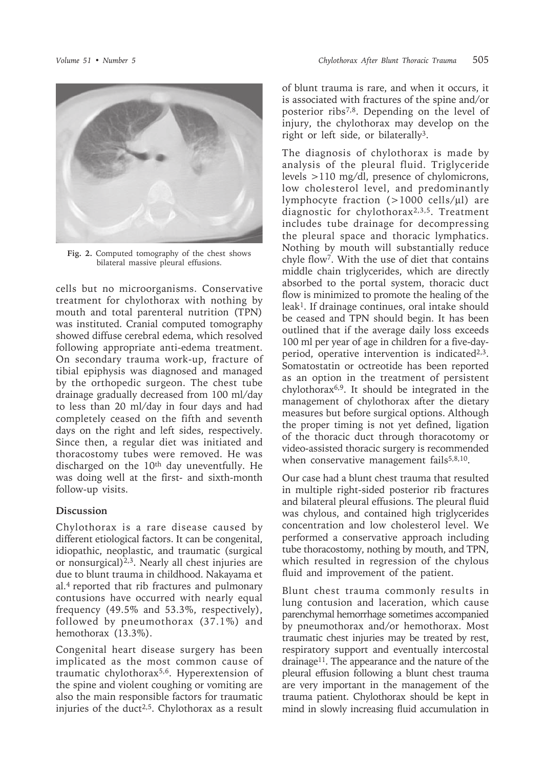Fig. 2. Computed tomography of the chest shows bilateral massive pleural effusions.

cells but no microorganisms. Conservative treatment for chylothorax with nothing by mouth and total parenteral nutrition (TPN) was instituted. Cranial computed tomography showed diffuse cerebral edema, which resolved following appropriate anti-edema treatment. On secondary trauma work-up, fracture of tibial epiphysis was diagnosed and managed by the orthopedic surgeon. The chest tube drainage gradually decreased from 100 ml/day to less than 20 ml/day in four days and had completely ceased on the fifth and seventh days on the right and left sides, respectively. Since then, a regular diet was initiated and thoracostomy tubes were removed. He was discharged on the 10th day uneventfully. He was doing well at the first- and sixth-month follow-up visits.

## Discussion

Chylothorax is a rare disease caused by different etiological factors. It can be congenital, idiopathic, neoplastic, and traumatic (surgical or nonsurgical)[2,3]. Nearly all chest injuries are due to blunt trauma in childhood. Nakayama et al.[4] reported that rib fractures and pulmonary contusions have occurred with nearly equal frequency (49.5% and 53.3%, respectively), followed by pneumothorax (37.1%) and hemothorax (13.3%).

Congenital heart disease surgery has been implicated as the most common cause of traumatic chylothorax[5,6]. Hyperextension of the spine and violent coughing or vomiting are also the main responsible factors for traumatic injuries of the duct[2,5]. Chylothorax as a result of blunt trauma is rare, and when it occurs, it is associated with fractures of the spine and/or posterior ribs[7,8]. Depending on the level of injury, the chylothorax may develop on the right or left side, or bilaterally[3].

The diagnosis of chylothorax is made by analysis of the pleural fluid. Triglyceride levels >110 mg/dl, presence of chylomicrons, low cholesterol level, and predominantly lymphocyte fraction (>1000 cells/μl) are diagnostic for chylothorax[2,3,5]. Treatment includes tube drainage for decompressing the pleural space and thoracic lymphatics. Nothing by mouth will substantially reduce chyle flow[7]. With the use of diet that contains middle chain triglycerides, which are directly absorbed to the portal system, thoracic duct flow is minimized to promote the healing of the leak[1]. If drainage continues, oral intake should be ceased and TPN should begin. It has been outlined that if the average daily loss exceeds 100 ml per year of age in children for a five-day-period, operative intervention is indicated[2,3]. Somatostatin or octreotide has been reported as an option in the treatment of persistent chylothorax[6,9]. It should be integrated in the management of chylothorax after the dietary measures but before surgical options. Although the proper timing is not yet defined, ligation of the thoracic duct through thoracotomy or video-assisted thoracic surgery is recommended when conservative management fails[5,8,10].

Our case had a blunt chest trauma that resulted in multiple right-sided posterior rib fractures and bilateral pleural effusions. The pleural fluid was chylous, and contained high triglycerides concentration and low cholesterol level. We performed a conservative approach including tube thoracostomy, nothing by mouth, and TPN, which resulted in regression of the chylous fluid and improvement of the patient.

Blunt chest trauma commonly results in lung contusion and laceration, which cause parenchymal hemorrhage sometimes accompanied by pneumothorax and/or hemothorax. Most traumatic chest injuries may be treated by rest, respiratory support and eventually intercostal drainage[11]. The appearance and the nature of the pleural effusion following a blunt chest trauma are very important in the management of the trauma patient. Chylothorax should be kept in mind in slowly increasing fluid accumulation in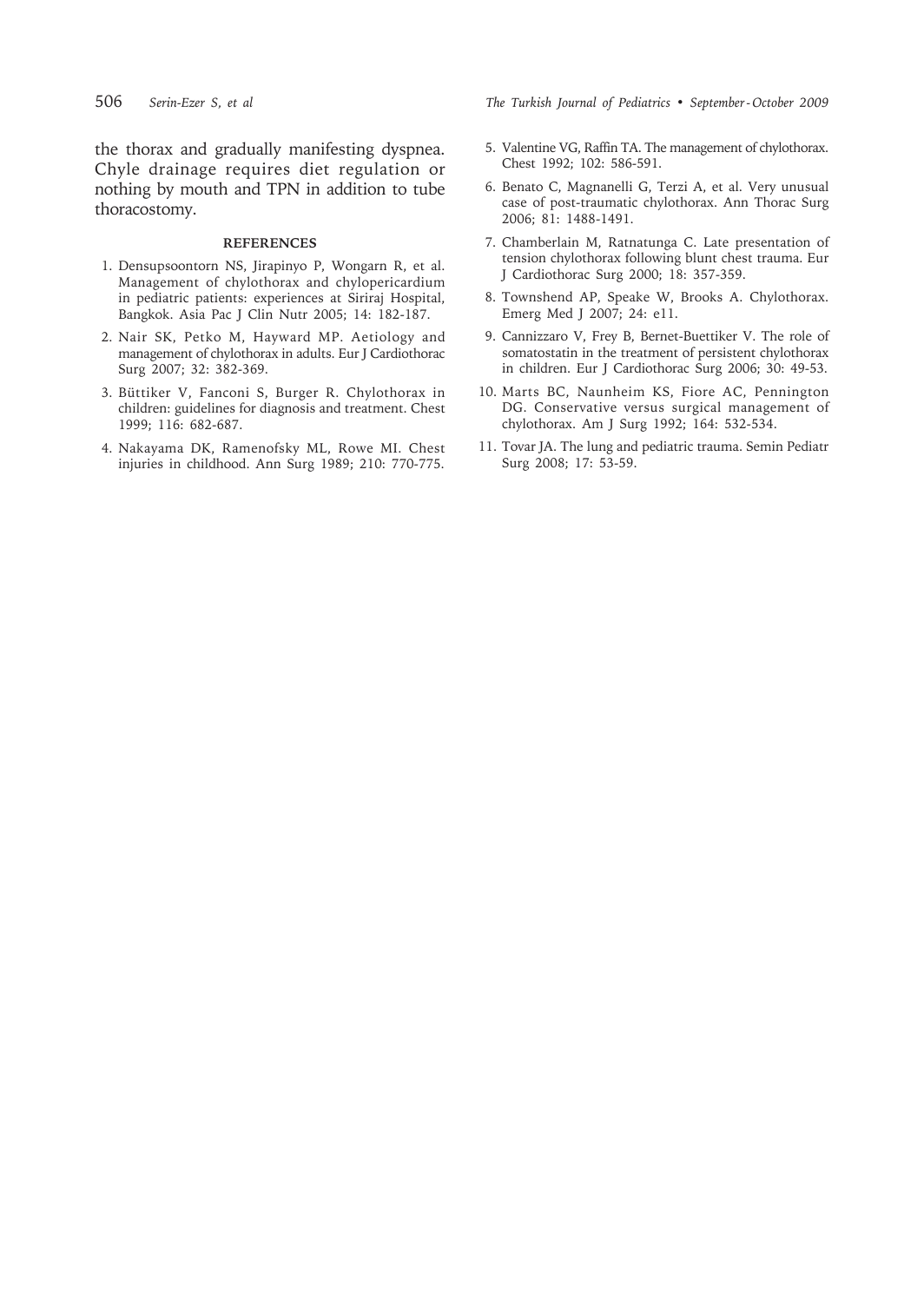the thorax and gradually manifesting dyspnea. Chyle drainage requires diet regulation or nothing by mouth and TPN in addition to tube thoracostomy.

## REFERENCES

1. Densupsoontorn NS, Jirapinyo P, Wongarn R, et al. Management of chylothorax and chylopericardium in pediatric patients: experiences at Siriraj Hospital, Bangkok. Asia Pac J Clin Nutr 2005; 14: 182-187.
2. Nair SK, Petko M, Hayward MP. Aetiology and management of chylothorax in adults. Eur J Cardiothorac Surg 2007; 32: 382-369.
3. Büttiker V, Fanconi S, Burger R. Chylothorax in children: guidelines for diagnosis and treatment. Chest 1999; 116: 682-687.
4. Nakayama DK, Ramenofsky ML, Rowe MI. Chest injuries in childhood. Ann Surg 1989; 210: 770-775.
5. Valentine VG, Raffin TA. The management of chylothorax. Chest 1992; 102: 586-591.
6. Benato C, Magnanelli G, Terzi A, et al. Very unusual case of post-traumatic chylothorax. Ann Thorac Surg 2006; 81: 1488-1491.
7. Chamberlain M, Ratnatunga C. Late presentation of tension chylothorax following blunt chest trauma. Eur J Cardiothorac Surg 2000; 18: 357-359.
8. Townshend AP, Speake W, Brooks A. Chylothorax. Emerg Med J 2007; 24: e11.
9. Cannizzaro V, Frey B, Bernet-Buettiker V. The role of somatostatin in the treatment of persistent chylothorax in children. Eur J Cardiothorac Surg 2006; 30: 49-53.
10. Marts BC, Naunheim KS, Fiore AC, Pennington DG. Conservative versus surgical management of chylothorax. Am J Surg 1992; 164: 532-534.
11. Tovar JA. The lung and pediatric trauma. Semin Pediatr Surg 2008; 17: 53-59.